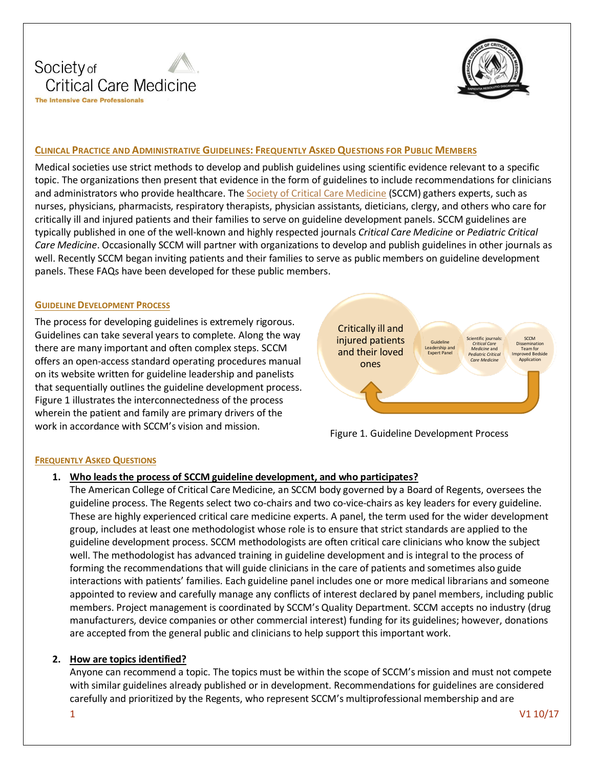# Clinical Practice and Administrative Guidelines: Frequently Asked Questions for Public Members

Medical societies use strict methods to develop and publish guidelines using scientific evidence relevant to a specific topic. The organizations then present that evidence in the form of guidelines to include recommendations for clinicians and administrators who provide healthcare. The Society of Critical Care Medicine (SCCM) gathers experts, such as nurses, physicians, pharmacists, respiratory therapists, physician assistants, dieticians, clergy, and others who care for critically ill and injured patients and their families to serve on guideline development panels. SCCM guidelines are typically published in one of the well-known and highly respected journals *Critical Care Medicine* or *Pediatric Critical Care Medicine*. Occasionally SCCM will partner with organizations to develop and publish guidelines in other journals as well. Recently SCCM began inviting patients and their families to serve as public members on guideline development panels. These FAQs have been developed for these public members.

## Guideline Development Process

The process for developing guidelines is extremely rigorous. Guidelines can take several years to complete. Along the way there are many important and often complex steps. SCCM offers an open-access standard operating procedures manual on its website written for guideline leadership and panelists that sequentially outlines the guideline development process. Figure 1 illustrates the interconnectedness of the process wherein the patient and family are primary drivers of the work in accordance with SCCM's vision and mission.

Critically ill and injured patients and their loved ones → Guideline Leadership and Expert Panel → Scientific journals: *Critical Care Medicine* and *Pediatric Critical Care Medicine* → SCCM Dissemination Team for Improved Bedside Application

Figure 1. Guideline Development Process

## Frequently Asked Questions

1. **Who leads the process of SCCM guideline development, and who participates?**
   The American College of Critical Care Medicine, an SCCM body governed by a Board of Regents, oversees the guideline process. The Regents select two co-chairs and two co-vice-chairs as key leaders for every guideline. These are highly experienced critical care medicine experts. A panel, the term used for the wider development group, includes at least one methodologist whose role is to ensure that strict standards are applied to the guideline development process. SCCM methodologists are often critical care clinicians who know the subject well. The methodologist has advanced training in guideline development and is integral to the process of forming the recommendations that will guide clinicians in the care of patients and sometimes also guide interactions with patients' families. Each guideline panel includes one or more medical librarians and someone appointed to review and carefully manage any conflicts of interest declared by panel members, including public members. Project management is coordinated by SCCM's Quality Department. SCCM accepts no industry (drug manufacturers, device companies or other commercial interest) funding for its guidelines; however, donations are accepted from the general public and clinicians to help support this important work.

2. **How are topics identified?**
   Anyone can recommend a topic. The topics must be within the scope of SCCM's mission and must not compete with similar guidelines already published or in development. Recommendations for guidelines are considered carefully and prioritized by the Regents, who represent SCCM's multiprofessional membership and are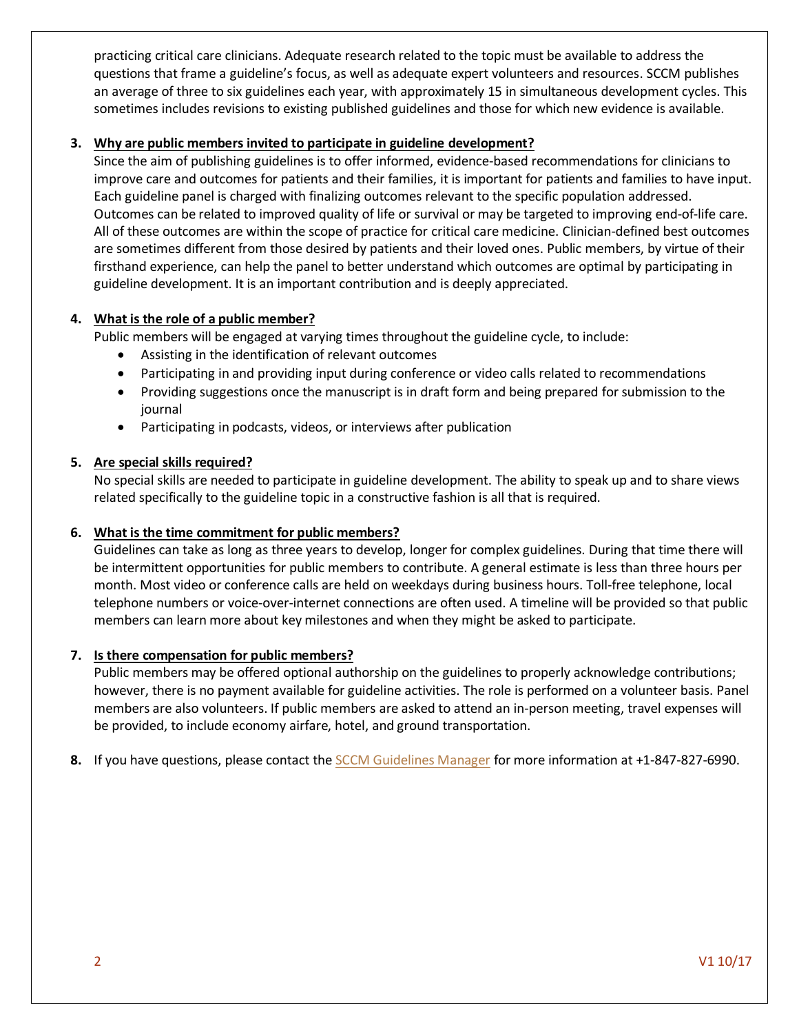practicing critical care clinicians. Adequate research related to the topic must be available to address the questions that frame a guideline's focus, as well as adequate expert volunteers and resources. SCCM publishes an average of three to six guidelines each year, with approximately 15 in simultaneous development cycles. This sometimes includes revisions to existing published guidelines and those for which new evidence is available.

3. **Why are public members invited to participate in guideline development?**

   Since the aim of publishing guidelines is to offer informed, evidence-based recommendations for clinicians to improve care and outcomes for patients and their families, it is important for patients and families to have input. Each guideline panel is charged with finalizing outcomes relevant to the specific population addressed. Outcomes can be related to improved quality of life or survival or may be targeted to improving end-of-life care. All of these outcomes are within the scope of practice for critical care medicine. Clinician-defined best outcomes are sometimes different from those desired by patients and their loved ones. Public members, by virtue of their firsthand experience, can help the panel to better understand which outcomes are optimal by participating in guideline development. It is an important contribution and is deeply appreciated.

4. **What is the role of a public member?**

   Public members will be engaged at varying times throughout the guideline cycle, to include:

   - Assisting in the identification of relevant outcomes
   - Participating in and providing input during conference or video calls related to recommendations
   - Providing suggestions once the manuscript is in draft form and being prepared for submission to the journal
   - Participating in podcasts, videos, or interviews after publication

5. **Are special skills required?**

   No special skills are needed to participate in guideline development. The ability to speak up and to share views related specifically to the guideline topic in a constructive fashion is all that is required.

6. **What is the time commitment for public members?**

   Guidelines can take as long as three years to develop, longer for complex guidelines. During that time there will be intermittent opportunities for public members to contribute. A general estimate is less than three hours per month. Most video or conference calls are held on weekdays during business hours. Toll-free telephone, local telephone numbers or voice-over-internet connections are often used. A timeline will be provided so that public members can learn more about key milestones and when they might be asked to participate.

7. **Is there compensation for public members?**

   Public members may be offered optional authorship on the guidelines to properly acknowledge contributions; however, there is no payment available for guideline activities. The role is performed on a volunteer basis. Panel members are also volunteers. If public members are asked to attend an in-person meeting, travel expenses will be provided, to include economy airfare, hotel, and ground transportation.

8. If you have questions, please contact the SCCM Guidelines Manager for more information at +1-847-827-6990.

V1 10/17